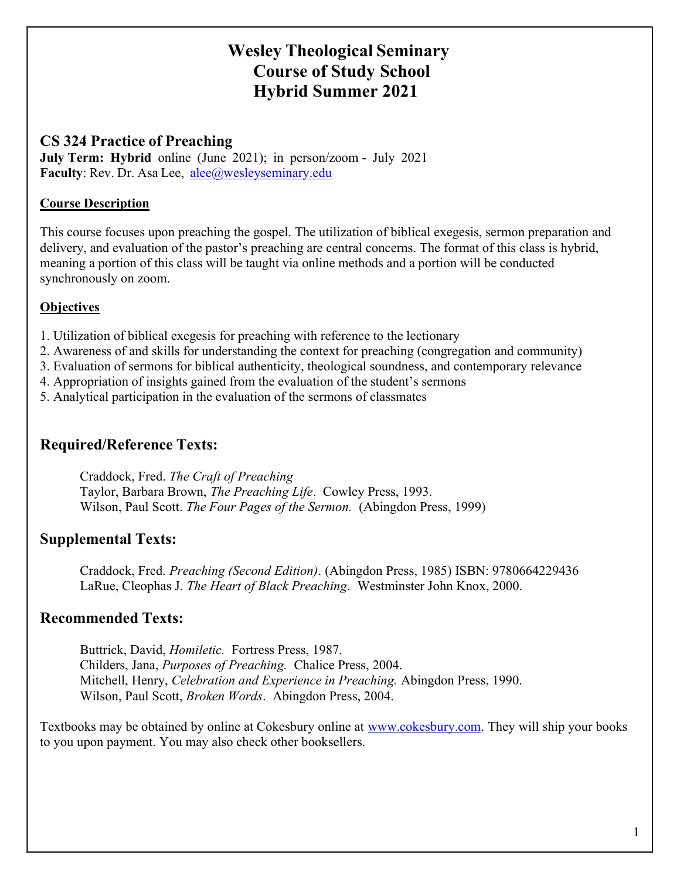# Wesley Theological Seminary
# Course of Study School
# Hybrid Summer 2021

## CS 324 Practice of Preaching

**July Term: Hybrid** online (June 2021); in person/zoom - July 2021
**Faculty**: Rev. Dr. Asa Lee, alee@wesleyseminary.edu

### Course Description

This course focuses upon preaching the gospel. The utilization of biblical exegesis, sermon preparation and delivery, and evaluation of the pastor's preaching are central concerns. The format of this class is hybrid, meaning a portion of this class will be taught via online methods and a portion will be conducted synchronously on zoom.

### Objectives

1. Utilization of biblical exegesis for preaching with reference to the lectionary
2. Awareness of and skills for understanding the context for preaching (congregation and community)
3. Evaluation of sermons for biblical authenticity, theological soundness, and contemporary relevance
4. Appropriation of insights gained from the evaluation of the student's sermons
5. Analytical participation in the evaluation of the sermons of classmates

## Required/Reference Texts:

Craddock, Fred. *The Craft of Preaching*
Taylor, Barbara Brown, *The Preaching Life*. Cowley Press, 1993.
Wilson, Paul Scott. *The Four Pages of the Sermon.* (Abingdon Press, 1999)

## Supplemental Texts:

Craddock, Fred. *Preaching (Second Edition)*. (Abingdon Press, 1985) ISBN: 9780664229436
LaRue, Cleophas J. *The Heart of Black Preaching*. Westminster John Knox, 2000.

## Recommended Texts:

Buttrick, David, *Homiletic.* Fortress Press, 1987.
Childers, Jana, *Purposes of Preaching.* Chalice Press, 2004.
Mitchell, Henry, *Celebration and Experience in Preaching.* Abingdon Press, 1990.
Wilson, Paul Scott, *Broken Words*. Abingdon Press, 2004.

Textbooks may be obtained by online at Cokesbury online at www.cokesbury.com. They will ship your books to you upon payment. You may also check other booksellers.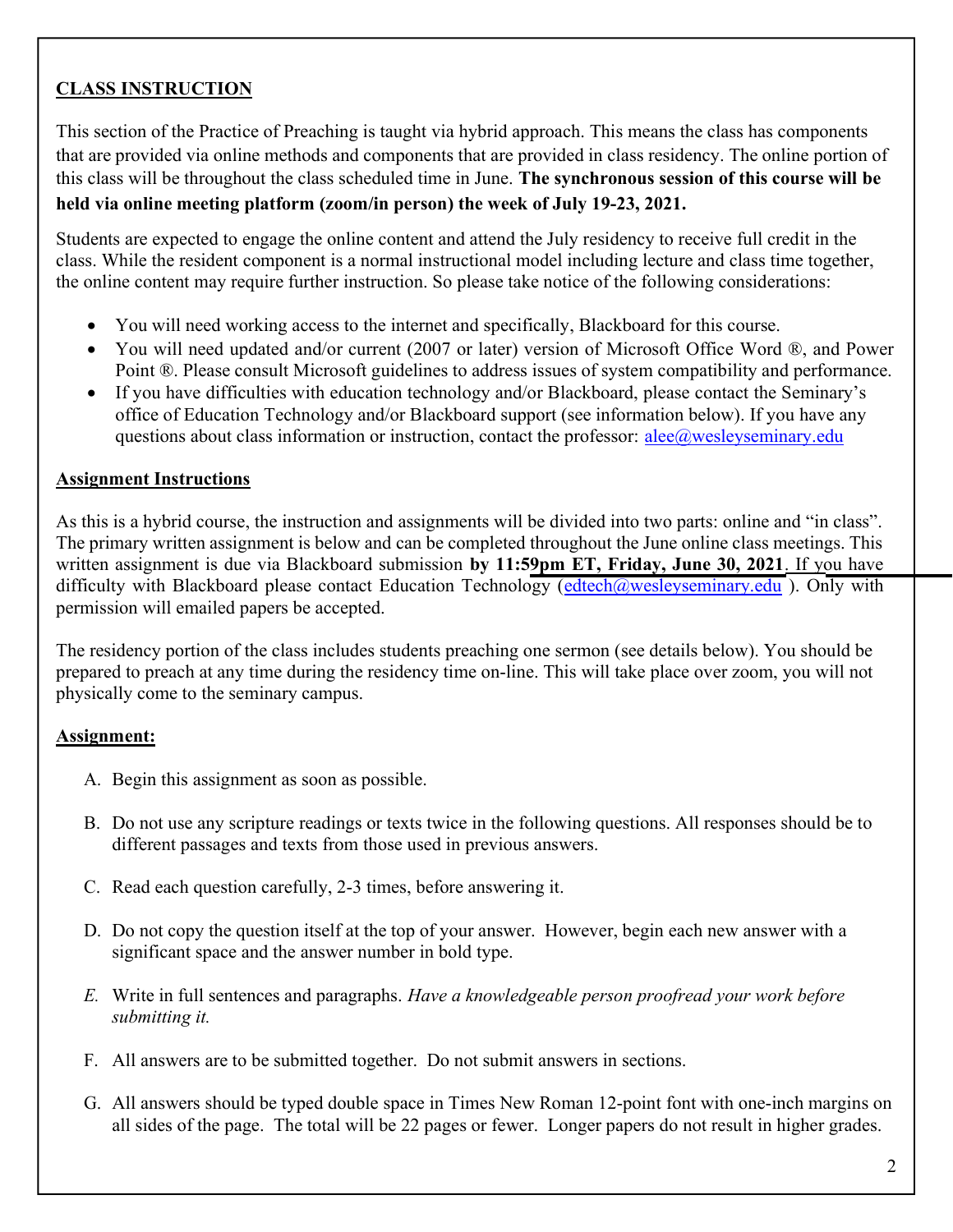**CLASS INSTRUCTION**

This section of the Practice of Preaching is taught via hybrid approach. This means the class has components that are provided via online methods and components that are provided in class residency. The online portion of this class will be throughout the class scheduled time in June. **The synchronous session of this course will be held via online meeting platform (zoom/in person) the week of July 19-23, 2021.**

Students are expected to engage the online content and attend the July residency to receive full credit in the class. While the resident component is a normal instructional model including lecture and class time together, the online content may require further instruction. So please take notice of the following considerations:

- You will need working access to the internet and specifically, Blackboard for this course.
- You will need updated and/or current (2007 or later) version of Microsoft Office Word ®, and Power Point ®. Please consult Microsoft guidelines to address issues of system compatibility and performance.
- If you have difficulties with education technology and/or Blackboard, please contact the Seminary's office of Education Technology and/or Blackboard support (see information below). If you have any questions about class information or instruction, contact the professor: alee@wesleyseminary.edu

**Assignment Instructions**

As this is a hybrid course, the instruction and assignments will be divided into two parts: online and "in class". The primary written assignment is below and can be completed throughout the June online class meetings. This written assignment is due via Blackboard submission **by 11:59pm ET, Friday, June 30, 2021**. If you have difficulty with Blackboard please contact Education Technology (edtech@wesleyseminary.edu ). Only with permission will emailed papers be accepted.

The residency portion of the class includes students preaching one sermon (see details below). You should be prepared to preach at any time during the residency time on-line. This will take place over zoom, you will not physically come to the seminary campus.

**Assignment:**

A. Begin this assignment as soon as possible.

B. Do not use any scripture readings or texts twice in the following questions. All responses should be to different passages and texts from those used in previous answers.

C. Read each question carefully, 2-3 times, before answering it.

D. Do not copy the question itself at the top of your answer. However, begin each new answer with a significant space and the answer number in bold type.

*E.* Write in full sentences and paragraphs. *Have a knowledgeable person proofread your work before submitting it.*

F. All answers are to be submitted together. Do not submit answers in sections.

G. All answers should be typed double space in Times New Roman 12-point font with one-inch margins on all sides of the page. The total will be 22 pages or fewer. Longer papers do not result in higher grades.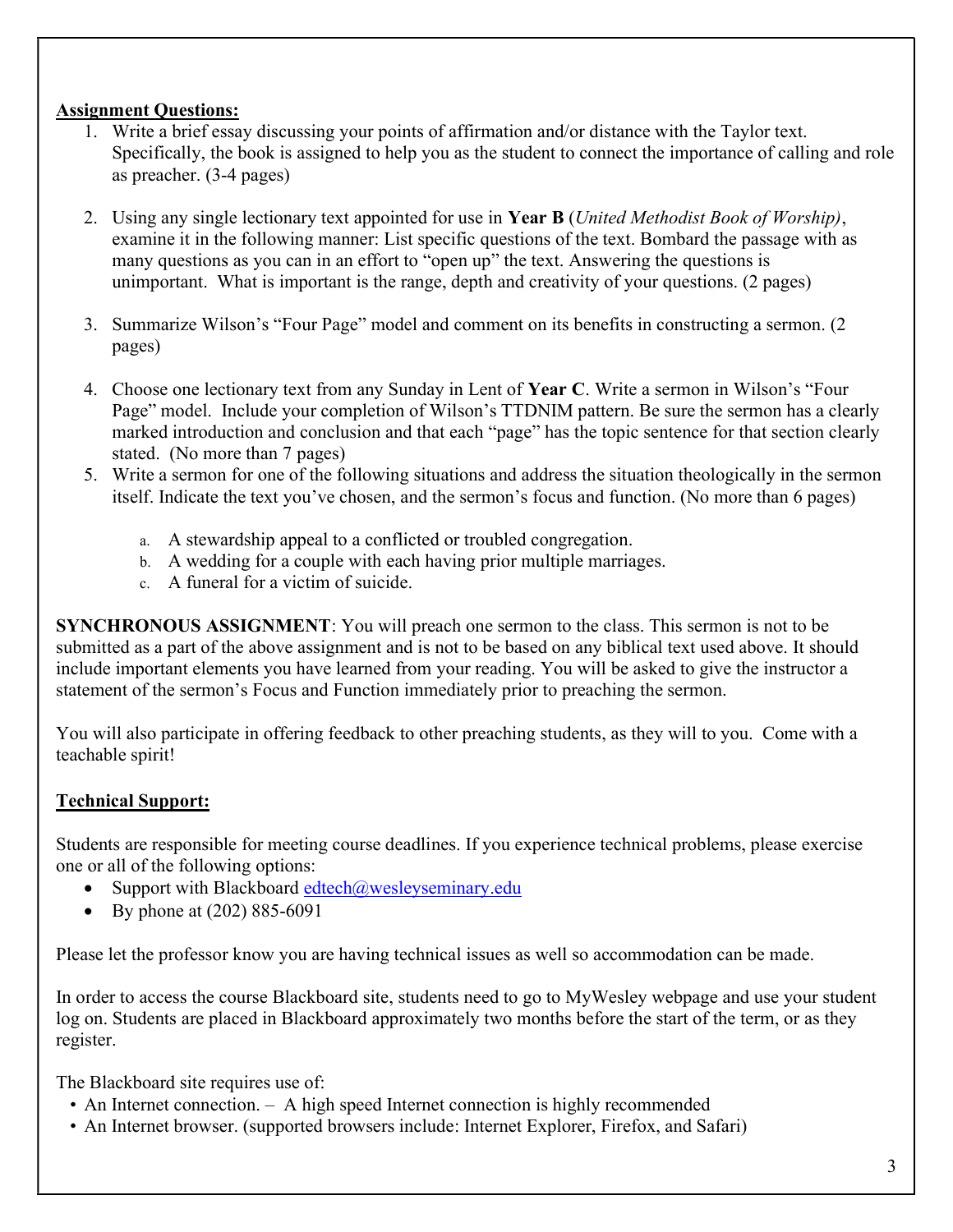**Assignment Questions:**

1. Write a brief essay discussing your points of affirmation and/or distance with the Taylor text. Specifically, the book is assigned to help you as the student to connect the importance of calling and role as preacher. (3-4 pages)

2. Using any single lectionary text appointed for use in **Year B** (*United Methodist Book of Worship)*, examine it in the following manner: List specific questions of the text. Bombard the passage with as many questions as you can in an effort to "open up" the text. Answering the questions is unimportant. What is important is the range, depth and creativity of your questions. (2 pages)

3. Summarize Wilson's "Four Page" model and comment on its benefits in constructing a sermon. (2 pages)

4. Choose one lectionary text from any Sunday in Lent of **Year C**. Write a sermon in Wilson's "Four Page" model. Include your completion of Wilson's TTDNIM pattern. Be sure the sermon has a clearly marked introduction and conclusion and that each "page" has the topic sentence for that section clearly stated. (No more than 7 pages)
5. Write a sermon for one of the following situations and address the situation theologically in the sermon itself. Indicate the text you've chosen, and the sermon's focus and function. (No more than 6 pages)

   a. A stewardship appeal to a conflicted or troubled congregation.
   b. A wedding for a couple with each having prior multiple marriages.
   c. A funeral for a victim of suicide.

**SYNCHRONOUS ASSIGNMENT**: You will preach one sermon to the class. This sermon is not to be submitted as a part of the above assignment and is not to be based on any biblical text used above. It should include important elements you have learned from your reading. You will be asked to give the instructor a statement of the sermon's Focus and Function immediately prior to preaching the sermon.

You will also participate in offering feedback to other preaching students, as they will to you. Come with a teachable spirit!

**Technical Support:**

Students are responsible for meeting course deadlines. If you experience technical problems, please exercise one or all of the following options:

- Support with Blackboard edtech@wesleyseminary.edu
- By phone at (202) 885-6091

Please let the professor know you are having technical issues as well so accommodation can be made.

In order to access the course Blackboard site, students need to go to MyWesley webpage and use your student log on. Students are placed in Blackboard approximately two months before the start of the term, or as they register.

The Blackboard site requires use of:

- An Internet connection. – A high speed Internet connection is highly recommended
- An Internet browser. (supported browsers include: Internet Explorer, Firefox, and Safari)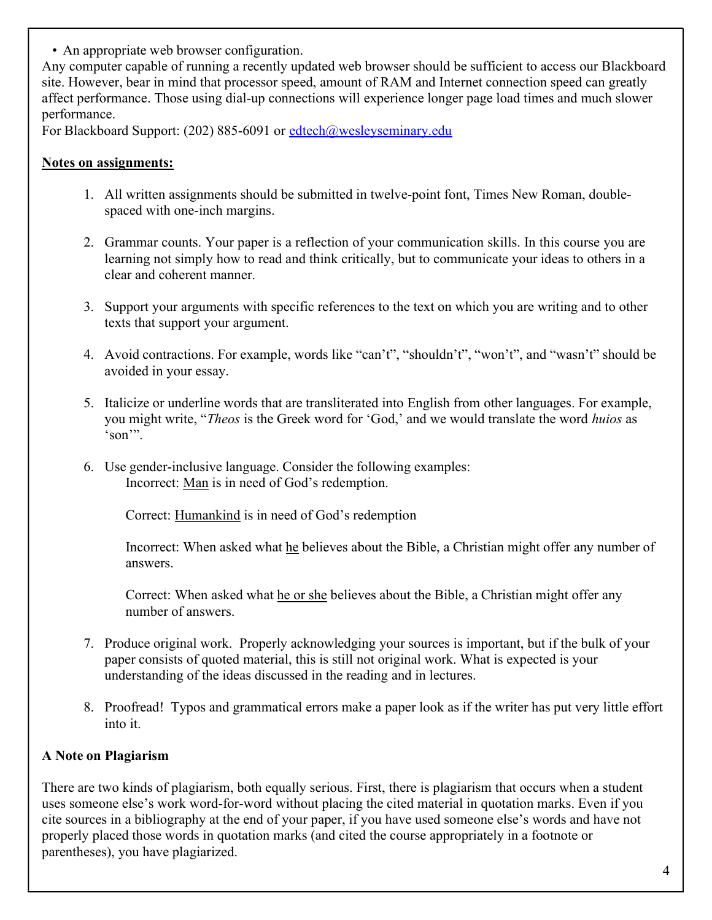- An appropriate web browser configuration.

Any computer capable of running a recently updated web browser should be sufficient to access our Blackboard site. However, bear in mind that processor speed, amount of RAM and Internet connection speed can greatly affect performance. Those using dial-up connections will experience longer page load times and much slower performance.

For Blackboard Support: (202) 885-6091 or edtech@wesleyseminary.edu

**Notes on assignments:**

1. All written assignments should be submitted in twelve-point font, Times New Roman, double-spaced with one-inch margins.

2. Grammar counts. Your paper is a reflection of your communication skills. In this course you are learning not simply how to read and think critically, but to communicate your ideas to others in a clear and coherent manner.

3. Support your arguments with specific references to the text on which you are writing and to other texts that support your argument.

4. Avoid contractions. For example, words like "can't", "shouldn't", "won't", and "wasn't" should be avoided in your essay.

5. Italicize or underline words that are transliterated into English from other languages. For example, you might write, "*Theos* is the Greek word for 'God,' and we would translate the word *huios* as 'son'".

6. Use gender-inclusive language. Consider the following examples:

   Incorrect: Man is in need of God's redemption.

   Correct: Humankind is in need of God's redemption

   Incorrect: When asked what he believes about the Bible, a Christian might offer any number of answers.

   Correct: When asked what he or she believes about the Bible, a Christian might offer any number of answers.

7. Produce original work. Properly acknowledging your sources is important, but if the bulk of your paper consists of quoted material, this is still not original work. What is expected is your understanding of the ideas discussed in the reading and in lectures.

8. Proofread! Typos and grammatical errors make a paper look as if the writer has put very little effort into it.

**A Note on Plagiarism**

There are two kinds of plagiarism, both equally serious. First, there is plagiarism that occurs when a student uses someone else's work word-for-word without placing the cited material in quotation marks. Even if you cite sources in a bibliography at the end of your paper, if you have used someone else's words and have not properly placed those words in quotation marks (and cited the course appropriately in a footnote or parentheses), you have plagiarized.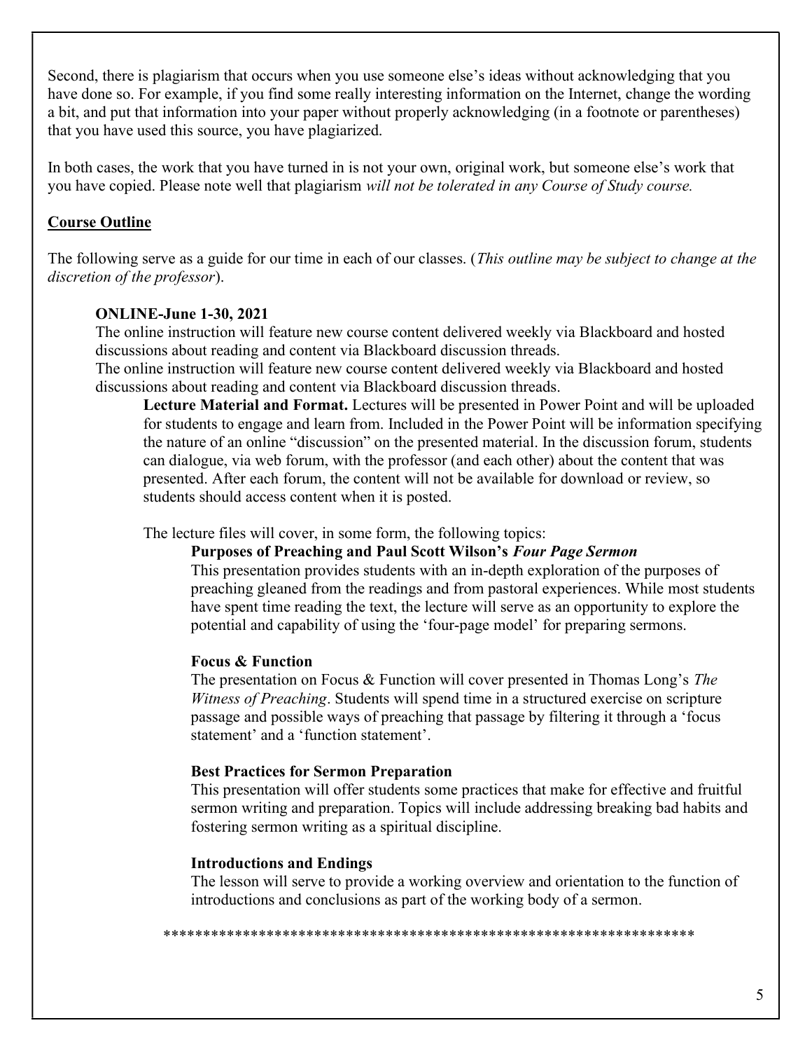Second, there is plagiarism that occurs when you use someone else's ideas without acknowledging that you have done so. For example, if you find some really interesting information on the Internet, change the wording a bit, and put that information into your paper without properly acknowledging (in a footnote or parentheses) that you have used this source, you have plagiarized.

In both cases, the work that you have turned in is not your own, original work, but someone else's work that you have copied. Please note well that plagiarism *will not be tolerated in any Course of Study course.*

## Course Outline

The following serve as a guide for our time in each of our classes. (*This outline may be subject to change at the discretion of the professor*).

**ONLINE-June 1-30, 2021**

The online instruction will feature new course content delivered weekly via Blackboard and hosted discussions about reading and content via Blackboard discussion threads.

The online instruction will feature new course content delivered weekly via Blackboard and hosted discussions about reading and content via Blackboard discussion threads.

**Lecture Material and Format.** Lectures will be presented in Power Point and will be uploaded for students to engage and learn from. Included in the Power Point will be information specifying the nature of an online "discussion" on the presented material. In the discussion forum, students can dialogue, via web forum, with the professor (and each other) about the content that was presented. After each forum, the content will not be available for download or review, so students should access content when it is posted.

The lecture files will cover, in some form, the following topics:

**Purposes of Preaching and Paul Scott Wilson's *Four Page Sermon***

This presentation provides students with an in-depth exploration of the purposes of preaching gleaned from the readings and from pastoral experiences. While most students have spent time reading the text, the lecture will serve as an opportunity to explore the potential and capability of using the 'four-page model' for preparing sermons.

**Focus & Function**

The presentation on Focus & Function will cover presented in Thomas Long's *The Witness of Preaching*. Students will spend time in a structured exercise on scripture passage and possible ways of preaching that passage by filtering it through a 'focus statement' and a 'function statement'.

**Best Practices for Sermon Preparation**

This presentation will offer students some practices that make for effective and fruitful sermon writing and preparation. Topics will include addressing breaking bad habits and fostering sermon writing as a spiritual discipline.

**Introductions and Endings**

The lesson will serve to provide a working overview and orientation to the function of introductions and conclusions as part of the working body of a sermon.

*********************************************************************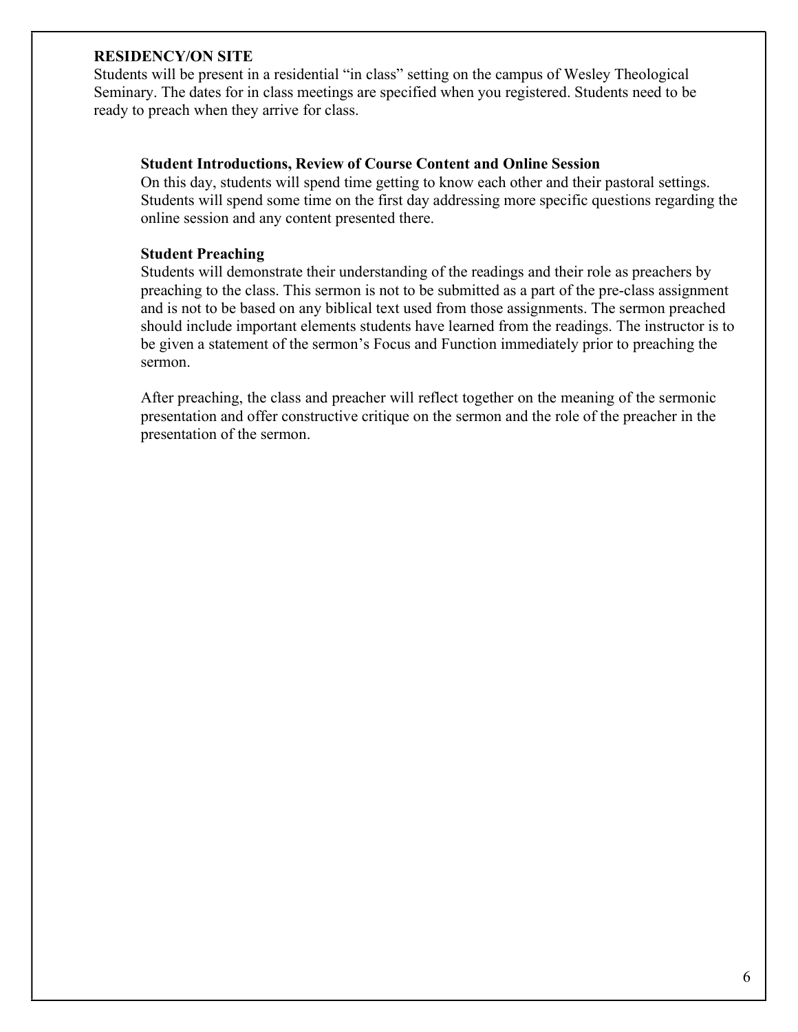**RESIDENCY/ON SITE**

Students will be present in a residential "in class" setting on the campus of Wesley Theological Seminary. The dates for in class meetings are specified when you registered. Students need to be ready to preach when they arrive for class.

**Student Introductions, Review of Course Content and Online Session**

On this day, students will spend time getting to know each other and their pastoral settings. Students will spend some time on the first day addressing more specific questions regarding the online session and any content presented there.

**Student Preaching**

Students will demonstrate their understanding of the readings and their role as preachers by preaching to the class. This sermon is not to be submitted as a part of the pre-class assignment and is not to be based on any biblical text used from those assignments. The sermon preached should include important elements students have learned from the readings. The instructor is to be given a statement of the sermon's Focus and Function immediately prior to preaching the sermon.

After preaching, the class and preacher will reflect together on the meaning of the sermonic presentation and offer constructive critique on the sermon and the role of the preacher in the presentation of the sermon.